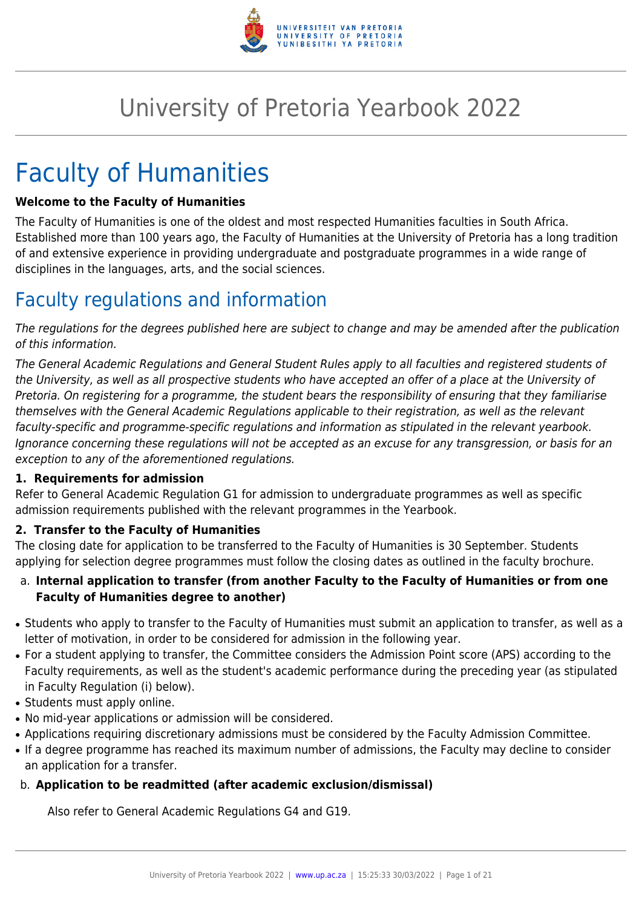# University of Pretoria Yearbook 2022

# Faculty of Humanities

**Welcome to the Faculty of Humanities**

The Faculty of Humanities is one of the oldest and most respected Humanities faculties in South Africa. Established more than 100 years ago, the Faculty of Humanities at the University of Pretoria has a long tradition of and extensive experience in providing undergraduate and postgraduate programmes in a wide range of disciplines in the languages, arts, and the social sciences.

## Faculty regulations and information

*The regulations for the degrees published here are subject to change and may be amended after the publication of this information.*

*The General Academic Regulations and General Student Rules apply to all faculties and registered students of the University, as well as all prospective students who have accepted an offer of a place at the University of Pretoria. On registering for a programme, the student bears the responsibility of ensuring that they familiarise themselves with the General Academic Regulations applicable to their registration, as well as the relevant faculty-specific and programme-specific regulations and information as stipulated in the relevant yearbook. Ignorance concerning these regulations will not be accepted as an excuse for any transgression, or basis for an exception to any of the aforementioned regulations.*

**1. Requirements for admission**

Refer to General Academic Regulation G1 for admission to undergraduate programmes as well as specific admission requirements published with the relevant programmes in the Yearbook.

**2. Transfer to the Faculty of Humanities**

The closing date for application to be transferred to the Faculty of Humanities is 30 September. Students applying for selection degree programmes must follow the closing dates as outlined in the faculty brochure.

a. **Internal application to transfer (from another Faculty to the Faculty of Humanities or from one Faculty of Humanities degree to another)**

- Students who apply to transfer to the Faculty of Humanities must submit an application to transfer, as well as a letter of motivation, in order to be considered for admission in the following year.
- For a student applying to transfer, the Committee considers the Admission Point score (APS) according to the Faculty requirements, as well as the student's academic performance during the preceding year (as stipulated in Faculty Regulation (i) below).
- Students must apply online.
- No mid-year applications or admission will be considered.
- Applications requiring discretionary admissions must be considered by the Faculty Admission Committee.
- If a degree programme has reached its maximum number of admissions, the Faculty may decline to consider an application for a transfer.

b. **Application to be readmitted (after academic exclusion/dismissal)**

Also refer to General Academic Regulations G4 and G19.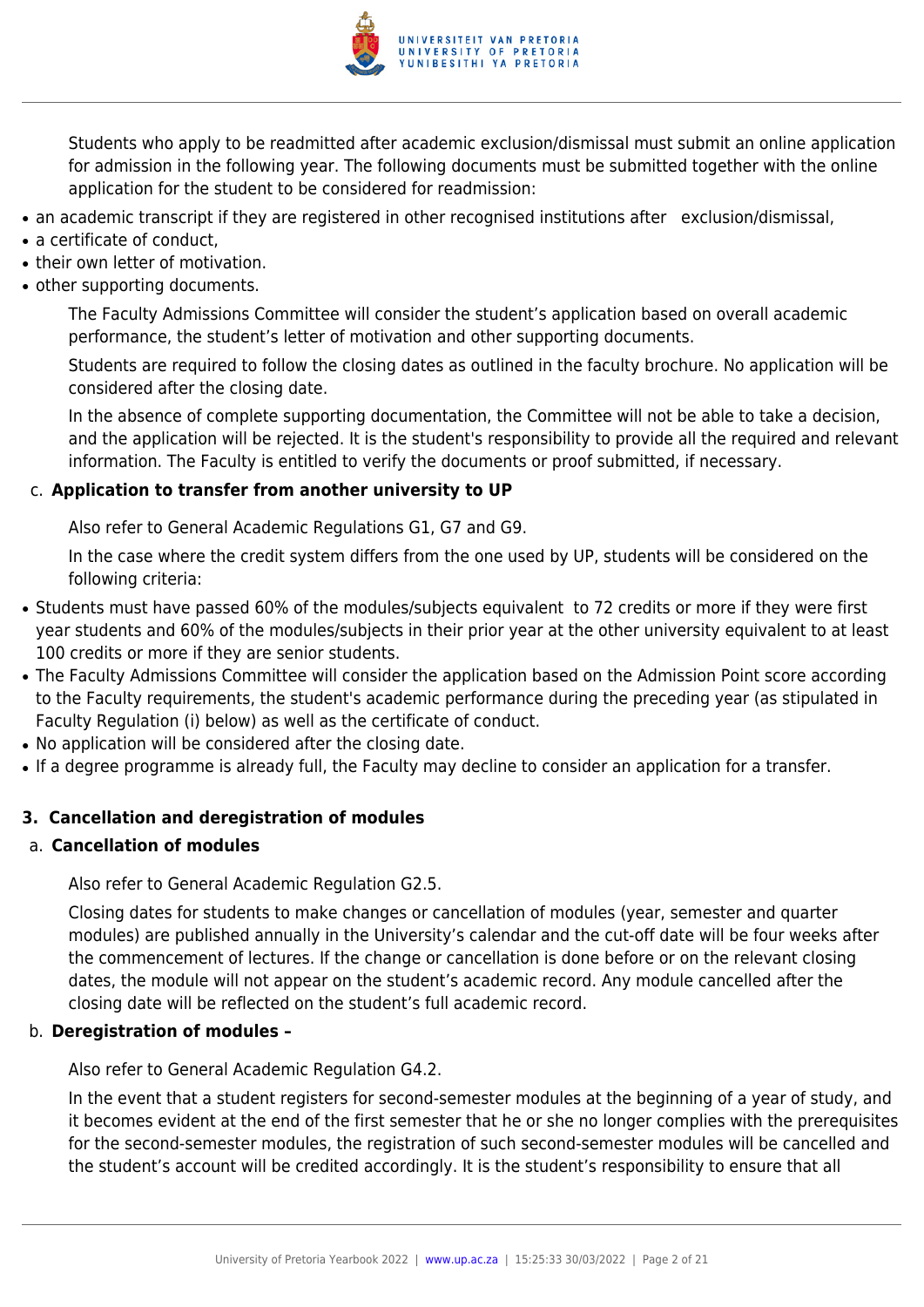Students who apply to be readmitted after academic exclusion/dismissal must submit an online application for admission in the following year. The following documents must be submitted together with the online application for the student to be considered for readmission:

- an academic transcript if they are registered in other recognised institutions after exclusion/dismissal,
- a certificate of conduct,
- their own letter of motivation.
- other supporting documents.

The Faculty Admissions Committee will consider the student's application based on overall academic performance, the student's letter of motivation and other supporting documents.

Students are required to follow the closing dates as outlined in the faculty brochure. No application will be considered after the closing date.

In the absence of complete supporting documentation, the Committee will not be able to take a decision, and the application will be rejected. It is the student's responsibility to provide all the required and relevant information. The Faculty is entitled to verify the documents or proof submitted, if necessary.

c. **Application to transfer from another university to UP**

Also refer to General Academic Regulations G1, G7 and G9.

In the case where the credit system differs from the one used by UP, students will be considered on the following criteria:

- Students must have passed 60% of the modules/subjects equivalent to 72 credits or more if they were first year students and 60% of the modules/subjects in their prior year at the other university equivalent to at least 100 credits or more if they are senior students.
- The Faculty Admissions Committee will consider the application based on the Admission Point score according to the Faculty requirements, the student's academic performance during the preceding year (as stipulated in Faculty Regulation (i) below) as well as the certificate of conduct.
- No application will be considered after the closing date.
- If a degree programme is already full, the Faculty may decline to consider an application for a transfer.

## 3. Cancellation and deregistration of modules

a. **Cancellation of modules**

Also refer to General Academic Regulation G2.5.

Closing dates for students to make changes or cancellation of modules (year, semester and quarter modules) are published annually in the University's calendar and the cut-off date will be four weeks after the commencement of lectures. If the change or cancellation is done before or on the relevant closing dates, the module will not appear on the student's academic record. Any module cancelled after the closing date will be reflected on the student's full academic record.

b. **Deregistration of modules –**

Also refer to General Academic Regulation G4.2.

In the event that a student registers for second-semester modules at the beginning of a year of study, and it becomes evident at the end of the first semester that he or she no longer complies with the prerequisites for the second-semester modules, the registration of such second-semester modules will be cancelled and the student's account will be credited accordingly. It is the student's responsibility to ensure that all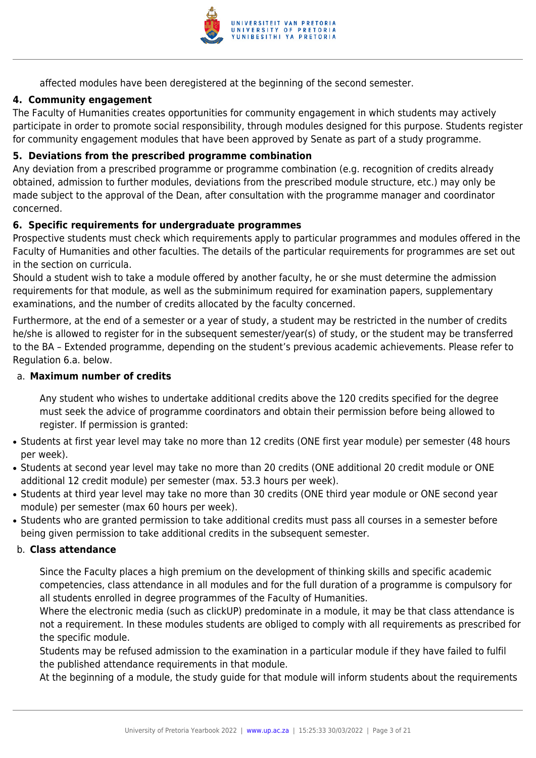affected modules have been deregistered at the beginning of the second semester.

### 4. Community engagement

The Faculty of Humanities creates opportunities for community engagement in which students may actively participate in order to promote social responsibility, through modules designed for this purpose. Students register for community engagement modules that have been approved by Senate as part of a study programme.

### 5. Deviations from the prescribed programme combination

Any deviation from a prescribed programme or programme combination (e.g. recognition of credits already obtained, admission to further modules, deviations from the prescribed module structure, etc.) may only be made subject to the approval of the Dean, after consultation with the programme manager and coordinator concerned.

### 6. Specific requirements for undergraduate programmes

Prospective students must check which requirements apply to particular programmes and modules offered in the Faculty of Humanities and other faculties. The details of the particular requirements for programmes are set out in the section on curricula.

Should a student wish to take a module offered by another faculty, he or she must determine the admission requirements for that module, as well as the subminimum required for examination papers, supplementary examinations, and the number of credits allocated by the faculty concerned.

Furthermore, at the end of a semester or a year of study, a student may be restricted in the number of credits he/she is allowed to register for in the subsequent semester/year(s) of study, or the student may be transferred to the BA – Extended programme, depending on the student's previous academic achievements. Please refer to Regulation 6.a. below.

#### a. Maximum number of credits

Any student who wishes to undertake additional credits above the 120 credits specified for the degree must seek the advice of programme coordinators and obtain their permission before being allowed to register. If permission is granted:

- Students at first year level may take no more than 12 credits (ONE first year module) per semester (48 hours per week).
- Students at second year level may take no more than 20 credits (ONE additional 20 credit module or ONE additional 12 credit module) per semester (max. 53.3 hours per week).
- Students at third year level may take no more than 30 credits (ONE third year module or ONE second year module) per semester (max 60 hours per week).
- Students who are granted permission to take additional credits must pass all courses in a semester before being given permission to take additional credits in the subsequent semester.

#### b. Class attendance

Since the Faculty places a high premium on the development of thinking skills and specific academic competencies, class attendance in all modules and for the full duration of a programme is compulsory for all students enrolled in degree programmes of the Faculty of Humanities.

Where the electronic media (such as clickUP) predominate in a module, it may be that class attendance is not a requirement. In these modules students are obliged to comply with all requirements as prescribed for the specific module.

Students may be refused admission to the examination in a particular module if they have failed to fulfil the published attendance requirements in that module.

At the beginning of a module, the study guide for that module will inform students about the requirements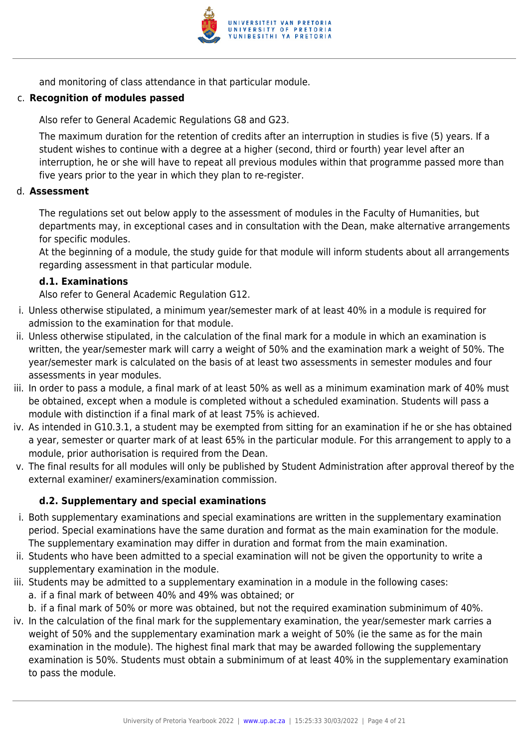and monitoring of class attendance in that particular module.

c. **Recognition of modules passed**

Also refer to General Academic Regulations G8 and G23.

The maximum duration for the retention of credits after an interruption in studies is five (5) years. If a student wishes to continue with a degree at a higher (second, third or fourth) year level after an interruption, he or she will have to repeat all previous modules within that programme passed more than five years prior to the year in which they plan to re-register.

d. **Assessment**

The regulations set out below apply to the assessment of modules in the Faculty of Humanities, but departments may, in exceptional cases and in consultation with the Dean, make alternative arrangements for specific modules.
At the beginning of a module, the study guide for that module will inform students about all arrangements regarding assessment in that particular module.

**d.1. Examinations**

Also refer to General Academic Regulation G12.

i. Unless otherwise stipulated, a minimum year/semester mark of at least 40% in a module is required for admission to the examination for that module.
ii. Unless otherwise stipulated, in the calculation of the final mark for a module in which an examination is written, the year/semester mark will carry a weight of 50% and the examination mark a weight of 50%. The year/semester mark is calculated on the basis of at least two assessments in semester modules and four assessments in year modules.
iii. In order to pass a module, a final mark of at least 50% as well as a minimum examination mark of 40% must be obtained, except when a module is completed without a scheduled examination. Students will pass a module with distinction if a final mark of at least 75% is achieved.
iv. As intended in G10.3.1, a student may be exempted from sitting for an examination if he or she has obtained a year, semester or quarter mark of at least 65% in the particular module. For this arrangement to apply to a module, prior authorisation is required from the Dean.
v. The final results for all modules will only be published by Student Administration after approval thereof by the external examiner/ examiners/examination commission.

**d.2. Supplementary and special examinations**

i. Both supplementary examinations and special examinations are written in the supplementary examination period. Special examinations have the same duration and format as the main examination for the module. The supplementary examination may differ in duration and format from the main examination.
ii. Students who have been admitted to a special examination will not be given the opportunity to write a supplementary examination in the module.
iii. Students may be admitted to a supplementary examination in a module in the following cases:
    a. if a final mark of between 40% and 49% was obtained; or
    b. if a final mark of 50% or more was obtained, but not the required examination subminimum of 40%.
iv. In the calculation of the final mark for the supplementary examination, the year/semester mark carries a weight of 50% and the supplementary examination mark a weight of 50% (ie the same as for the main examination in the module). The highest final mark that may be awarded following the supplementary examination is 50%. Students must obtain a subminimum of at least 40% in the supplementary examination to pass the module.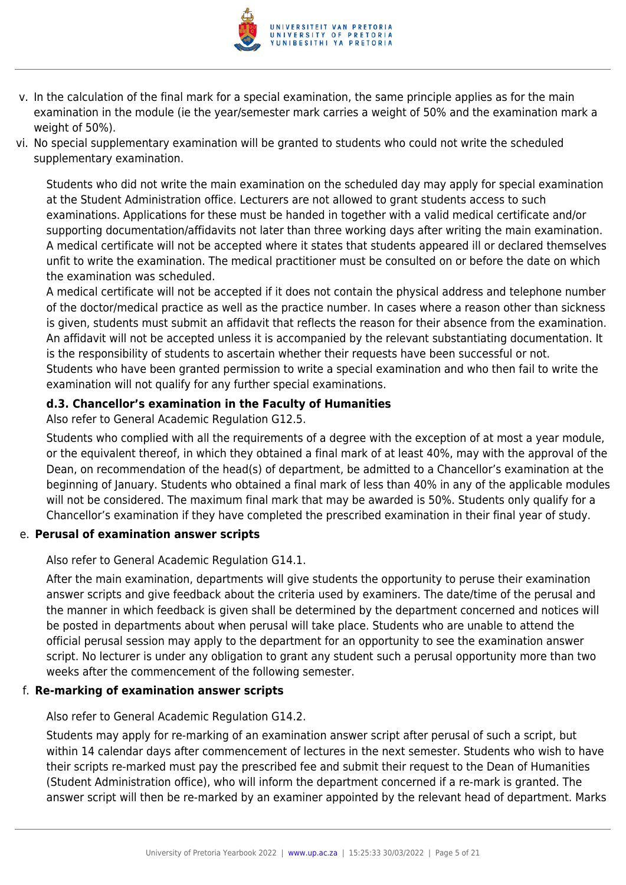v. In the calculation of the final mark for a special examination, the same principle applies as for the main examination in the module (ie the year/semester mark carries a weight of 50% and the examination mark a weight of 50%).
vi. No special supplementary examination will be granted to students who could not write the scheduled supplementary examination.

Students who did not write the main examination on the scheduled day may apply for special examination at the Student Administration office. Lecturers are not allowed to grant students access to such examinations. Applications for these must be handed in together with a valid medical certificate and/or supporting documentation/affidavits not later than three working days after writing the main examination. A medical certificate will not be accepted where it states that students appeared ill or declared themselves unfit to write the examination. The medical practitioner must be consulted on or before the date on which the examination was scheduled.
A medical certificate will not be accepted if it does not contain the physical address and telephone number of the doctor/medical practice as well as the practice number. In cases where a reason other than sickness is given, students must submit an affidavit that reflects the reason for their absence from the examination. An affidavit will not be accepted unless it is accompanied by the relevant substantiating documentation. It is the responsibility of students to ascertain whether their requests have been successful or not.
Students who have been granted permission to write a special examination and who then fail to write the examination will not qualify for any further special examinations.

**d.3. Chancellor's examination in the Faculty of Humanities**

Also refer to General Academic Regulation G12.5.

Students who complied with all the requirements of a degree with the exception of at most a year module, or the equivalent thereof, in which they obtained a final mark of at least 40%, may with the approval of the Dean, on recommendation of the head(s) of department, be admitted to a Chancellor's examination at the beginning of January. Students who obtained a final mark of less than 40% in any of the applicable modules will not be considered. The maximum final mark that may be awarded is 50%. Students only qualify for a Chancellor's examination if they have completed the prescribed examination in their final year of study.

e. **Perusal of examination answer scripts**

Also refer to General Academic Regulation G14.1.

After the main examination, departments will give students the opportunity to peruse their examination answer scripts and give feedback about the criteria used by examiners. The date/time of the perusal and the manner in which feedback is given shall be determined by the department concerned and notices will be posted in departments about when perusal will take place. Students who are unable to attend the official perusal session may apply to the department for an opportunity to see the examination answer script. No lecturer is under any obligation to grant any student such a perusal opportunity more than two weeks after the commencement of the following semester.

f. **Re-marking of examination answer scripts**

Also refer to General Academic Regulation G14.2.

Students may apply for re-marking of an examination answer script after perusal of such a script, but within 14 calendar days after commencement of lectures in the next semester. Students who wish to have their scripts re-marked must pay the prescribed fee and submit their request to the Dean of Humanities (Student Administration office), who will inform the department concerned if a re-mark is granted. The answer script will then be re-marked by an examiner appointed by the relevant head of department. Marks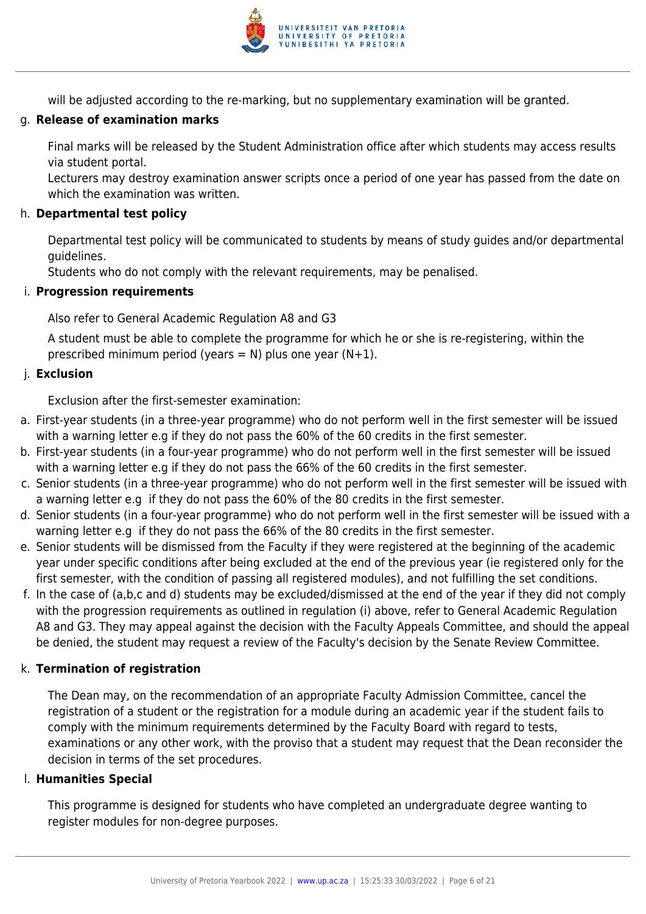will be adjusted according to the re-marking, but no supplementary examination will be granted.

g. **Release of examination marks**

Final marks will be released by the Student Administration office after which students may access results via student portal.
Lecturers may destroy examination answer scripts once a period of one year has passed from the date on which the examination was written.

h. **Departmental test policy**

Departmental test policy will be communicated to students by means of study guides and/or departmental guidelines.
Students who do not comply with the relevant requirements, may be penalised.

i. **Progression requirements**

Also refer to General Academic Regulation A8 and G3

A student must be able to complete the programme for which he or she is re-registering, within the prescribed minimum period (years = N) plus one year (N+1).

j. **Exclusion**

Exclusion after the first-semester examination:

a. First-year students (in a three-year programme) who do not perform well in the first semester will be issued with a warning letter e.g if they do not pass the 60% of the 60 credits in the first semester.
b. First-year students (in a four-year programme) who do not perform well in the first semester will be issued with a warning letter e.g if they do not pass the 66% of the 60 credits in the first semester.
c. Senior students (in a three-year programme) who do not perform well in the first semester will be issued with a warning letter e.g if they do not pass the 60% of the 80 credits in the first semester.
d. Senior students (in a four-year programme) who do not perform well in the first semester will be issued with a warning letter e.g if they do not pass the 66% of the 80 credits in the first semester.
e. Senior students will be dismissed from the Faculty if they were registered at the beginning of the academic year under specific conditions after being excluded at the end of the previous year (ie registered only for the first semester, with the condition of passing all registered modules), and not fulfilling the set conditions.
f. In the case of (a,b,c and d) students may be excluded/dismissed at the end of the year if they did not comply with the progression requirements as outlined in regulation (i) above, refer to General Academic Regulation A8 and G3. They may appeal against the decision with the Faculty Appeals Committee, and should the appeal be denied, the student may request a review of the Faculty's decision by the Senate Review Committee.

k. **Termination of registration**

The Dean may, on the recommendation of an appropriate Faculty Admission Committee, cancel the registration of a student or the registration for a module during an academic year if the student fails to comply with the minimum requirements determined by the Faculty Board with regard to tests, examinations or any other work, with the proviso that a student may request that the Dean reconsider the decision in terms of the set procedures.

l. **Humanities Special**

This programme is designed for students who have completed an undergraduate degree wanting to register modules for non-degree purposes.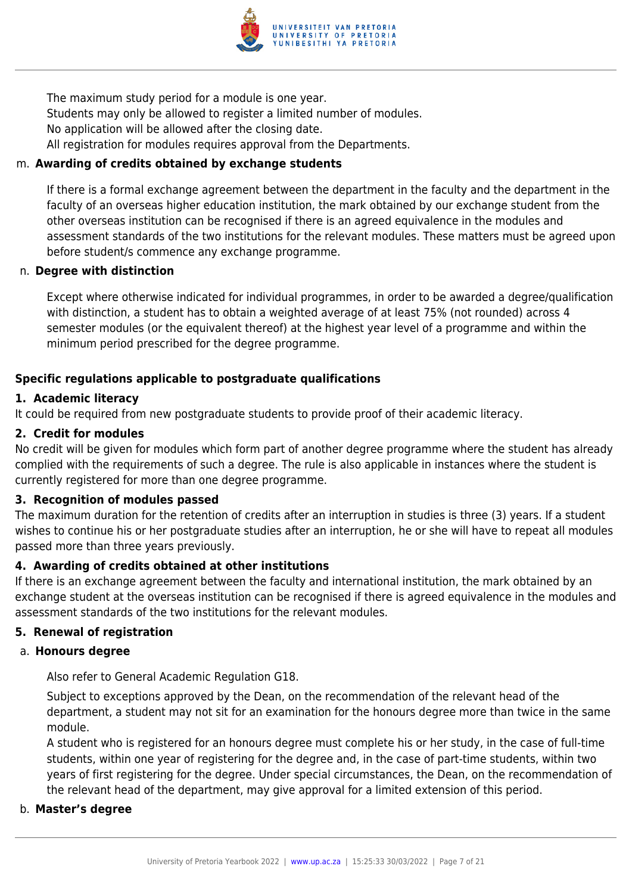The maximum study period for a module is one year.
Students may only be allowed to register a limited number of modules.
No application will be allowed after the closing date.
All registration for modules requires approval from the Departments.

m. **Awarding of credits obtained by exchange students**

If there is a formal exchange agreement between the department in the faculty and the department in the faculty of an overseas higher education institution, the mark obtained by our exchange student from the other overseas institution can be recognised if there is an agreed equivalence in the modules and assessment standards of the two institutions for the relevant modules. These matters must be agreed upon before student/s commence any exchange programme.

n. **Degree with distinction**

Except where otherwise indicated for individual programmes, in order to be awarded a degree/qualification with distinction, a student has to obtain a weighted average of at least 75% (not rounded) across 4 semester modules (or the equivalent thereof) at the highest year level of a programme and within the minimum period prescribed for the degree programme.

**Specific regulations applicable to postgraduate qualifications**

**1. Academic literacy**

It could be required from new postgraduate students to provide proof of their academic literacy.

**2. Credit for modules**

No credit will be given for modules which form part of another degree programme where the student has already complied with the requirements of such a degree. The rule is also applicable in instances where the student is currently registered for more than one degree programme.

**3. Recognition of modules passed**

The maximum duration for the retention of credits after an interruption in studies is three (3) years. If a student wishes to continue his or her postgraduate studies after an interruption, he or she will have to repeat all modules passed more than three years previously.

**4. Awarding of credits obtained at other institutions**

If there is an exchange agreement between the faculty and international institution, the mark obtained by an exchange student at the overseas institution can be recognised if there is agreed equivalence in the modules and assessment standards of the two institutions for the relevant modules.

**5. Renewal of registration**

a. **Honours degree**

Also refer to General Academic Regulation G18.

Subject to exceptions approved by the Dean, on the recommendation of the relevant head of the department, a student may not sit for an examination for the honours degree more than twice in the same module.
A student who is registered for an honours degree must complete his or her study, in the case of full-time students, within one year of registering for the degree and, in the case of part-time students, within two years of first registering for the degree. Under special circumstances, the Dean, on the recommendation of the relevant head of the department, may give approval for a limited extension of this period.

b. **Master's degree**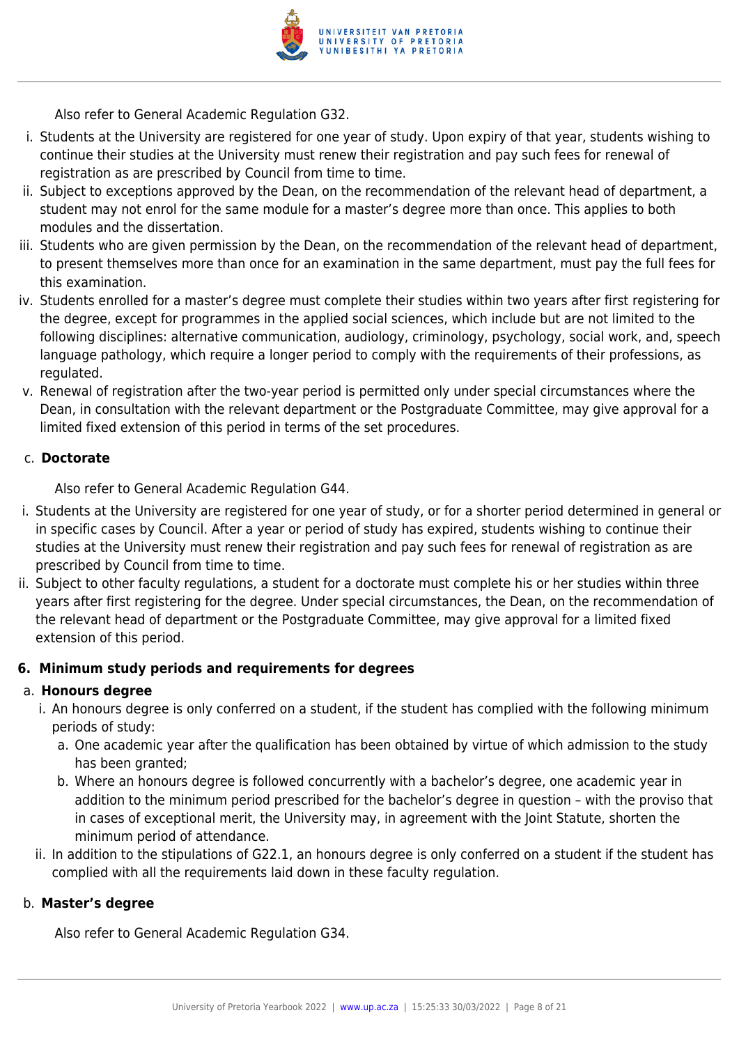Also refer to General Academic Regulation G32.

i. Students at the University are registered for one year of study. Upon expiry of that year, students wishing to continue their studies at the University must renew their registration and pay such fees for renewal of registration as are prescribed by Council from time to time.
ii. Subject to exceptions approved by the Dean, on the recommendation of the relevant head of department, a student may not enrol for the same module for a master's degree more than once. This applies to both modules and the dissertation.
iii. Students who are given permission by the Dean, on the recommendation of the relevant head of department, to present themselves more than once for an examination in the same department, must pay the full fees for this examination.
iv. Students enrolled for a master's degree must complete their studies within two years after first registering for the degree, except for programmes in the applied social sciences, which include but are not limited to the following disciplines: alternative communication, audiology, criminology, psychology, social work, and, speech language pathology, which require a longer period to comply with the requirements of their professions, as regulated.
v. Renewal of registration after the two-year period is permitted only under special circumstances where the Dean, in consultation with the relevant department or the Postgraduate Committee, may give approval for a limited fixed extension of this period in terms of the set procedures.

c. **Doctorate**

Also refer to General Academic Regulation G44.

i. Students at the University are registered for one year of study, or for a shorter period determined in general or in specific cases by Council. After a year or period of study has expired, students wishing to continue their studies at the University must renew their registration and pay such fees for renewal of registration as are prescribed by Council from time to time.
ii. Subject to other faculty regulations, a student for a doctorate must complete his or her studies within three years after first registering for the degree. Under special circumstances, the Dean, on the recommendation of the relevant head of department or the Postgraduate Committee, may give approval for a limited fixed extension of this period.

**6. Minimum study periods and requirements for degrees**

a. **Honours degree**

i. An honours degree is only conferred on a student, if the student has complied with the following minimum periods of study:
   a. One academic year after the qualification has been obtained by virtue of which admission to the study has been granted;
   b. Where an honours degree is followed concurrently with a bachelor's degree, one academic year in addition to the minimum period prescribed for the bachelor's degree in question – with the proviso that in cases of exceptional merit, the University may, in agreement with the Joint Statute, shorten the minimum period of attendance.
ii. In addition to the stipulations of G22.1, an honours degree is only conferred on a student if the student has complied with all the requirements laid down in these faculty regulation.

b. **Master's degree**

Also refer to General Academic Regulation G34.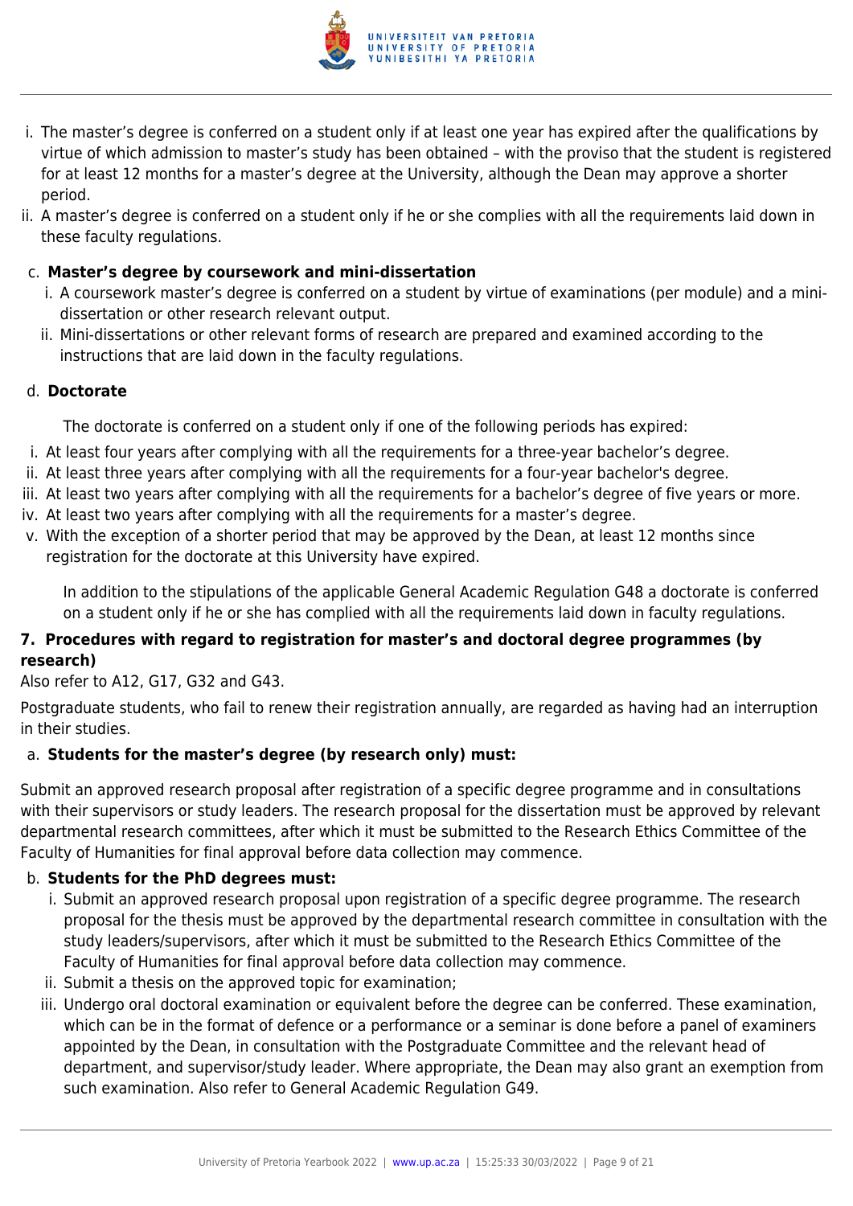i. The master's degree is conferred on a student only if at least one year has expired after the qualifications by virtue of which admission to master's study has been obtained – with the proviso that the student is registered for at least 12 months for a master's degree at the University, although the Dean may approve a shorter period.
ii. A master's degree is conferred on a student only if he or she complies with all the requirements laid down in these faculty regulations.

c. **Master's degree by coursework and mini-dissertation**

   i. A coursework master's degree is conferred on a student by virtue of examinations (per module) and a mini-dissertation or other research relevant output.
   ii. Mini-dissertations or other relevant forms of research are prepared and examined according to the instructions that are laid down in the faculty regulations.

d. **Doctorate**

The doctorate is conferred on a student only if one of the following periods has expired:

i. At least four years after complying with all the requirements for a three-year bachelor's degree.
ii. At least three years after complying with all the requirements for a four-year bachelor's degree.
iii. At least two years after complying with all the requirements for a bachelor's degree of five years or more.
iv. At least two years after complying with all the requirements for a master's degree.
v. With the exception of a shorter period that may be approved by the Dean, at least 12 months since registration for the doctorate at this University have expired.

In addition to the stipulations of the applicable General Academic Regulation G48 a doctorate is conferred on a student only if he or she has complied with all the requirements laid down in faculty regulations.

**7. Procedures with regard to registration for master's and doctoral degree programmes (by research)**

Also refer to A12, G17, G32 and G43.

Postgraduate students, who fail to renew their registration annually, are regarded as having had an interruption in their studies.

a. **Students for the master's degree (by research only) must:**

Submit an approved research proposal after registration of a specific degree programme and in consultations with their supervisors or study leaders. The research proposal for the dissertation must be approved by relevant departmental research committees, after which it must be submitted to the Research Ethics Committee of the Faculty of Humanities for final approval before data collection may commence.

b. **Students for the PhD degrees must:**

   i. Submit an approved research proposal upon registration of a specific degree programme. The research proposal for the thesis must be approved by the departmental research committee in consultation with the study leaders/supervisors, after which it must be submitted to the Research Ethics Committee of the Faculty of Humanities for final approval before data collection may commence.
   ii. Submit a thesis on the approved topic for examination;
   iii. Undergo oral doctoral examination or equivalent before the degree can be conferred. These examination, which can be in the format of defence or a performance or a seminar is done before a panel of examiners appointed by the Dean, in consultation with the Postgraduate Committee and the relevant head of department, and supervisor/study leader. Where appropriate, the Dean may also grant an exemption from such examination. Also refer to General Academic Regulation G49.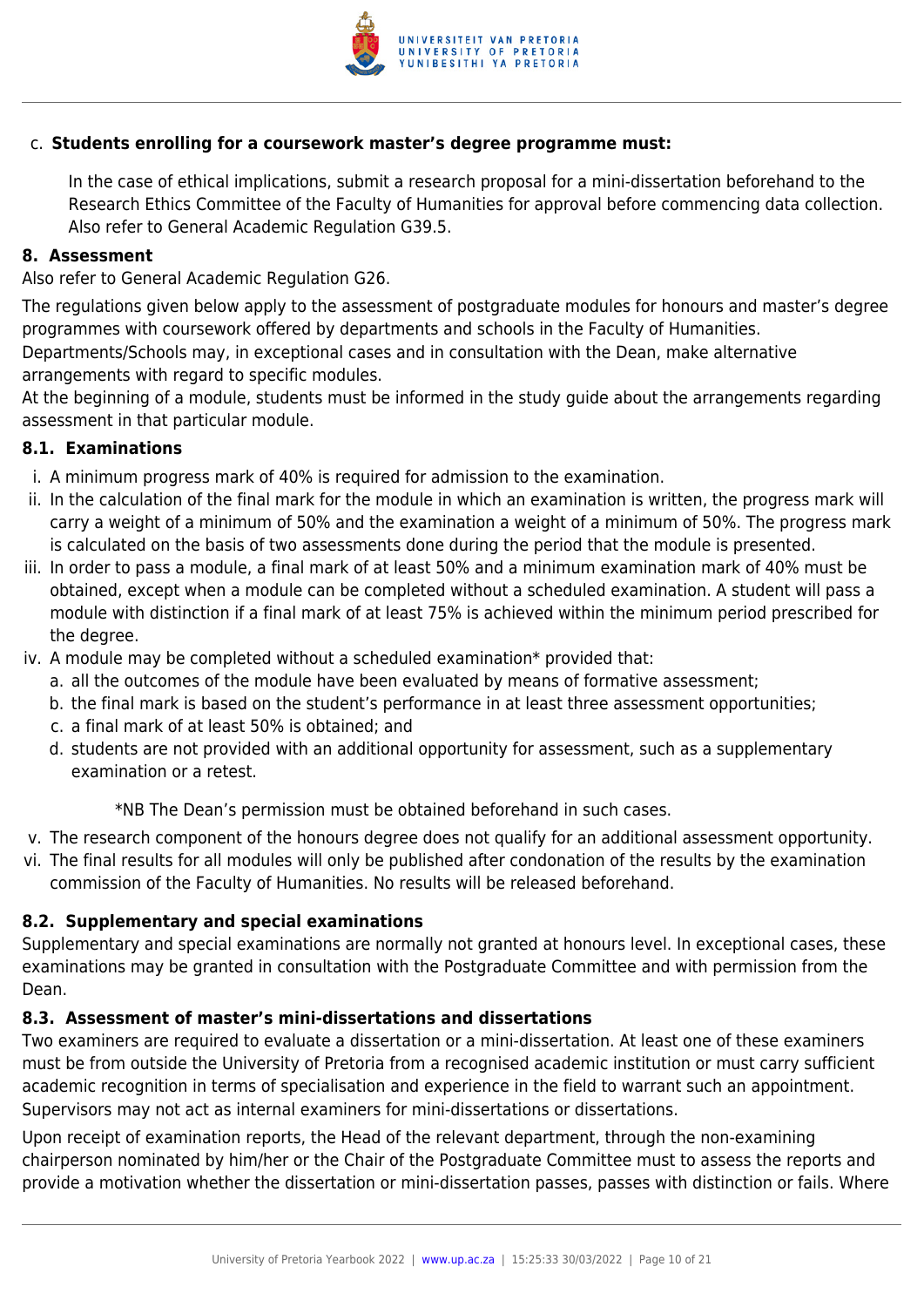c. **Students enrolling for a coursework master's degree programme must:**

In the case of ethical implications, submit a research proposal for a mini-dissertation beforehand to the Research Ethics Committee of the Faculty of Humanities for approval before commencing data collection. Also refer to General Academic Regulation G39.5.

### 8. Assessment

Also refer to General Academic Regulation G26.

The regulations given below apply to the assessment of postgraduate modules for honours and master's degree programmes with coursework offered by departments and schools in the Faculty of Humanities.
Departments/Schools may, in exceptional cases and in consultation with the Dean, make alternative arrangements with regard to specific modules.
At the beginning of a module, students must be informed in the study guide about the arrangements regarding assessment in that particular module.

#### 8.1. Examinations

i. A minimum progress mark of 40% is required for admission to the examination.
ii. In the calculation of the final mark for the module in which an examination is written, the progress mark will carry a weight of a minimum of 50% and the examination a weight of a minimum of 50%. The progress mark is calculated on the basis of two assessments done during the period that the module is presented.
iii. In order to pass a module, a final mark of at least 50% and a minimum examination mark of 40% must be obtained, except when a module can be completed without a scheduled examination. A student will pass a module with distinction if a final mark of at least 75% is achieved within the minimum period prescribed for the degree.
iv. A module may be completed without a scheduled examination* provided that:
   a. all the outcomes of the module have been evaluated by means of formative assessment;
   b. the final mark is based on the student's performance in at least three assessment opportunities;
   c. a final mark of at least 50% is obtained; and
   d. students are not provided with an additional opportunity for assessment, such as a supplementary examination or a retest.

   *NB The Dean's permission must be obtained beforehand in such cases.

v. The research component of the honours degree does not qualify for an additional assessment opportunity.
vi. The final results for all modules will only be published after condonation of the results by the examination commission of the Faculty of Humanities. No results will be released beforehand.

#### 8.2. Supplementary and special examinations

Supplementary and special examinations are normally not granted at honours level. In exceptional cases, these examinations may be granted in consultation with the Postgraduate Committee and with permission from the Dean.

#### 8.3. Assessment of master's mini-dissertations and dissertations

Two examiners are required to evaluate a dissertation or a mini-dissertation. At least one of these examiners must be from outside the University of Pretoria from a recognised academic institution or must carry sufficient academic recognition in terms of specialisation and experience in the field to warrant such an appointment. Supervisors may not act as internal examiners for mini-dissertations or dissertations.

Upon receipt of examination reports, the Head of the relevant department, through the non-examining chairperson nominated by him/her or the Chair of the Postgraduate Committee must to assess the reports and provide a motivation whether the dissertation or mini-dissertation passes, passes with distinction or fails. Where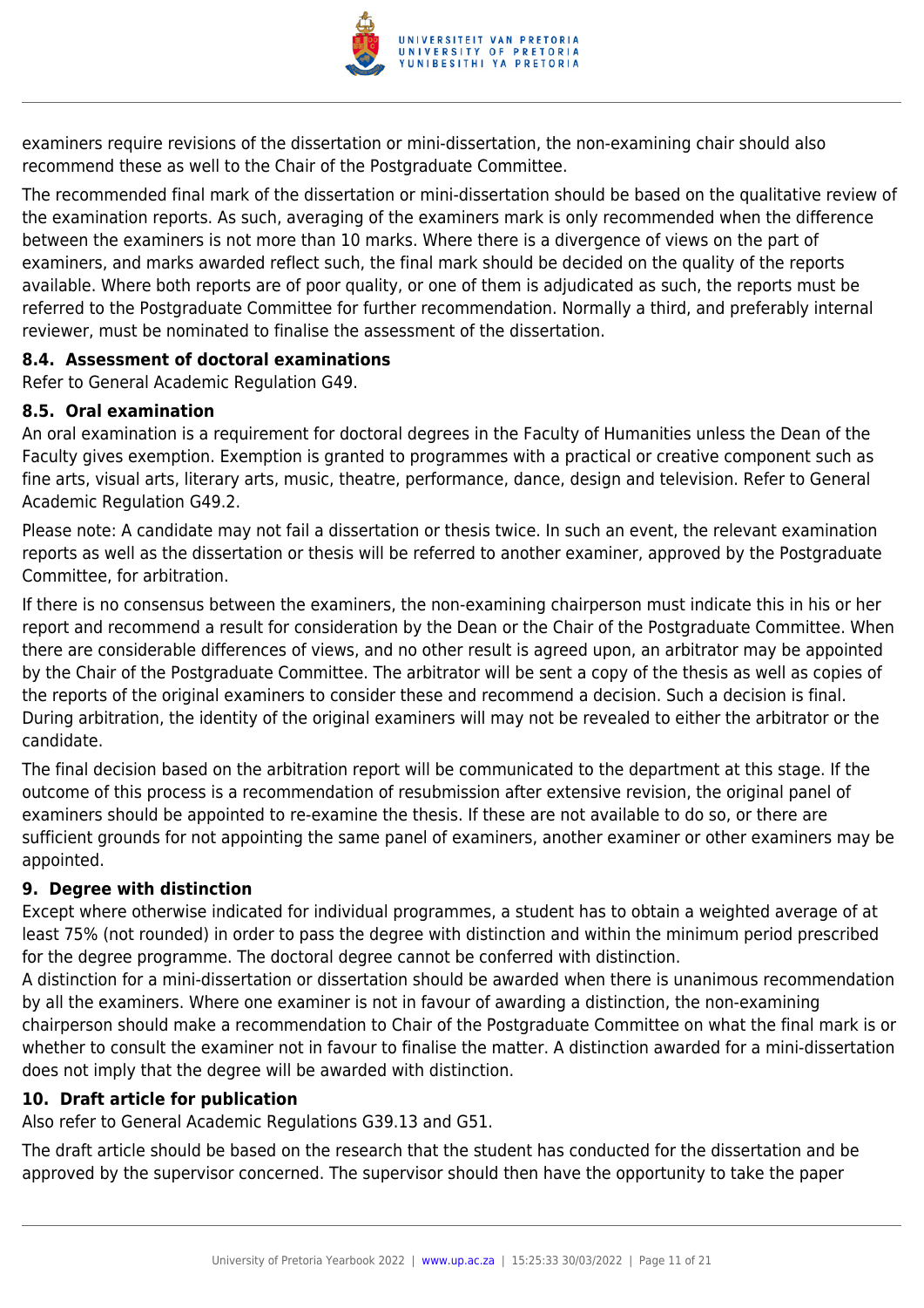examiners require revisions of the dissertation or mini-dissertation, the non-examining chair should also recommend these as well to the Chair of the Postgraduate Committee.

The recommended final mark of the dissertation or mini-dissertation should be based on the qualitative review of the examination reports. As such, averaging of the examiners mark is only recommended when the difference between the examiners is not more than 10 marks. Where there is a divergence of views on the part of examiners, and marks awarded reflect such, the final mark should be decided on the quality of the reports available. Where both reports are of poor quality, or one of them is adjudicated as such, the reports must be referred to the Postgraduate Committee for further recommendation. Normally a third, and preferably internal reviewer, must be nominated to finalise the assessment of the dissertation.

### 8.4. Assessment of doctoral examinations

Refer to General Academic Regulation G49.

### 8.5. Oral examination

An oral examination is a requirement for doctoral degrees in the Faculty of Humanities unless the Dean of the Faculty gives exemption. Exemption is granted to programmes with a practical or creative component such as fine arts, visual arts, literary arts, music, theatre, performance, dance, design and television. Refer to General Academic Regulation G49.2.

Please note: A candidate may not fail a dissertation or thesis twice. In such an event, the relevant examination reports as well as the dissertation or thesis will be referred to another examiner, approved by the Postgraduate Committee, for arbitration.

If there is no consensus between the examiners, the non-examining chairperson must indicate this in his or her report and recommend a result for consideration by the Dean or the Chair of the Postgraduate Committee. When there are considerable differences of views, and no other result is agreed upon, an arbitrator may be appointed by the Chair of the Postgraduate Committee. The arbitrator will be sent a copy of the thesis as well as copies of the reports of the original examiners to consider these and recommend a decision. Such a decision is final. During arbitration, the identity of the original examiners will may not be revealed to either the arbitrator or the candidate.

The final decision based on the arbitration report will be communicated to the department at this stage. If the outcome of this process is a recommendation of resubmission after extensive revision, the original panel of examiners should be appointed to re-examine the thesis. If these are not available to do so, or there are sufficient grounds for not appointing the same panel of examiners, another examiner or other examiners may be appointed.

## 9. Degree with distinction

Except where otherwise indicated for individual programmes, a student has to obtain a weighted average of at least 75% (not rounded) in order to pass the degree with distinction and within the minimum period prescribed for the degree programme. The doctoral degree cannot be conferred with distinction.

A distinction for a mini-dissertation or dissertation should be awarded when there is unanimous recommendation by all the examiners. Where one examiner is not in favour of awarding a distinction, the non-examining chairperson should make a recommendation to Chair of the Postgraduate Committee on what the final mark is or whether to consult the examiner not in favour to finalise the matter. A distinction awarded for a mini-dissertation does not imply that the degree will be awarded with distinction.

## 10. Draft article for publication

Also refer to General Academic Regulations G39.13 and G51.

The draft article should be based on the research that the student has conducted for the dissertation and be approved by the supervisor concerned. The supervisor should then have the opportunity to take the paper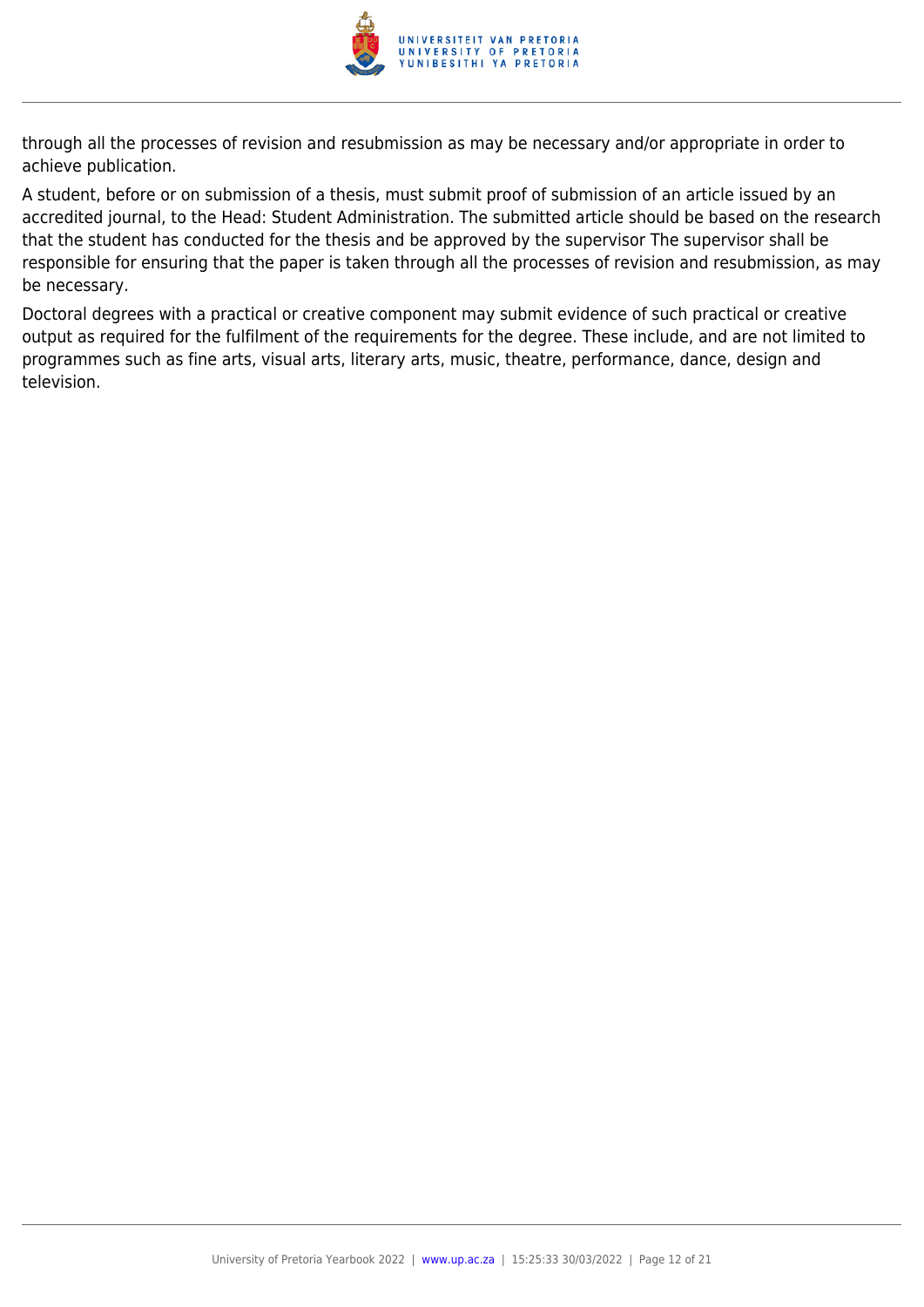through all the processes of revision and resubmission as may be necessary and/or appropriate in order to achieve publication.

A student, before or on submission of a thesis, must submit proof of submission of an article issued by an accredited journal, to the Head: Student Administration. The submitted article should be based on the research that the student has conducted for the thesis and be approved by the supervisor The supervisor shall be responsible for ensuring that the paper is taken through all the processes of revision and resubmission, as may be necessary.

Doctoral degrees with a practical or creative component may submit evidence of such practical or creative output as required for the fulfilment of the requirements for the degree. These include, and are not limited to programmes such as fine arts, visual arts, literary arts, music, theatre, performance, dance, design and television.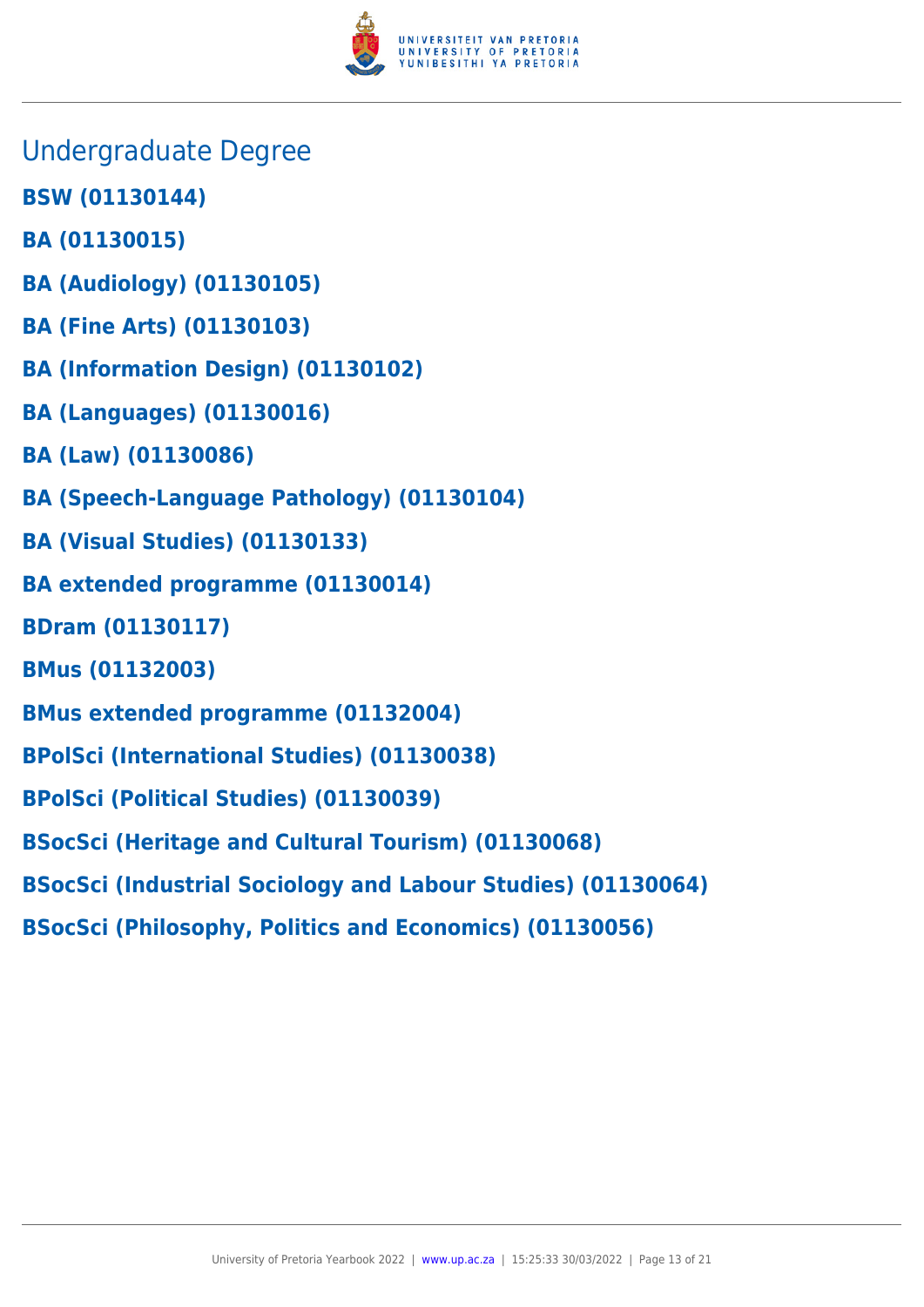## Undergraduate Degree

**BSW (01130144)**

**BA (01130015)**

**BA (Audiology) (01130105)**

**BA (Fine Arts) (01130103)**

**BA (Information Design) (01130102)**

**BA (Languages) (01130016)**

**BA (Law) (01130086)**

**BA (Speech-Language Pathology) (01130104)**

**BA (Visual Studies) (01130133)**

**BA extended programme (01130014)**

**BDram (01130117)**

**BMus (01132003)**

**BMus extended programme (01132004)**

**BPolSci (International Studies) (01130038)**

**BPolSci (Political Studies) (01130039)**

**BSocSci (Heritage and Cultural Tourism) (01130068)**

**BSocSci (Industrial Sociology and Labour Studies) (01130064)**

**BSocSci (Philosophy, Politics and Economics) (01130056)**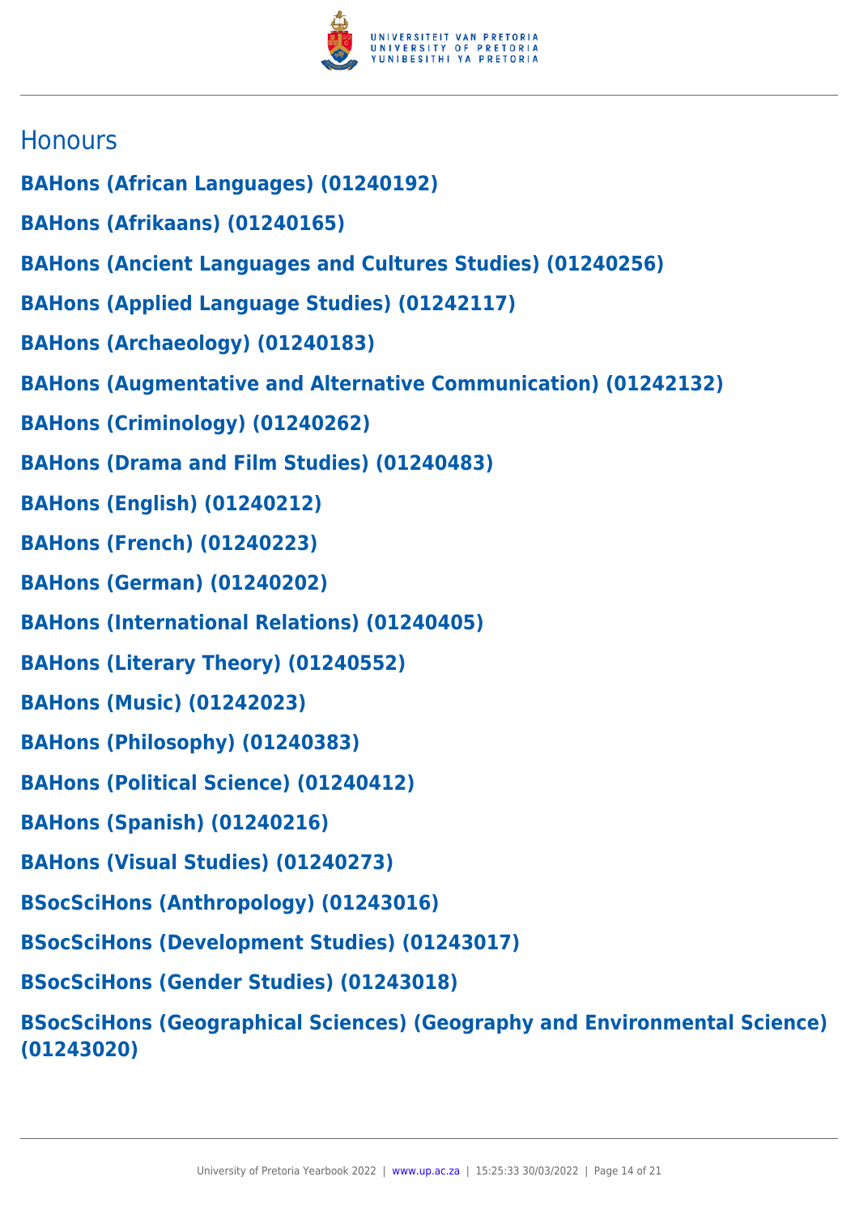## Honours

**BAHons (African Languages) (01240192)**

**BAHons (Afrikaans) (01240165)**

**BAHons (Ancient Languages and Cultures Studies) (01240256)**

**BAHons (Applied Language Studies) (01242117)**

**BAHons (Archaeology) (01240183)**

**BAHons (Augmentative and Alternative Communication) (01242132)**

**BAHons (Criminology) (01240262)**

**BAHons (Drama and Film Studies) (01240483)**

**BAHons (English) (01240212)**

**BAHons (French) (01240223)**

**BAHons (German) (01240202)**

**BAHons (International Relations) (01240405)**

**BAHons (Literary Theory) (01240552)**

**BAHons (Music) (01242023)**

**BAHons (Philosophy) (01240383)**

**BAHons (Political Science) (01240412)**

**BAHons (Spanish) (01240216)**

**BAHons (Visual Studies) (01240273)**

**BSocSciHons (Anthropology) (01243016)**

**BSocSciHons (Development Studies) (01243017)**

**BSocSciHons (Gender Studies) (01243018)**

**BSocSciHons (Geographical Sciences) (Geography and Environmental Science) (01243020)**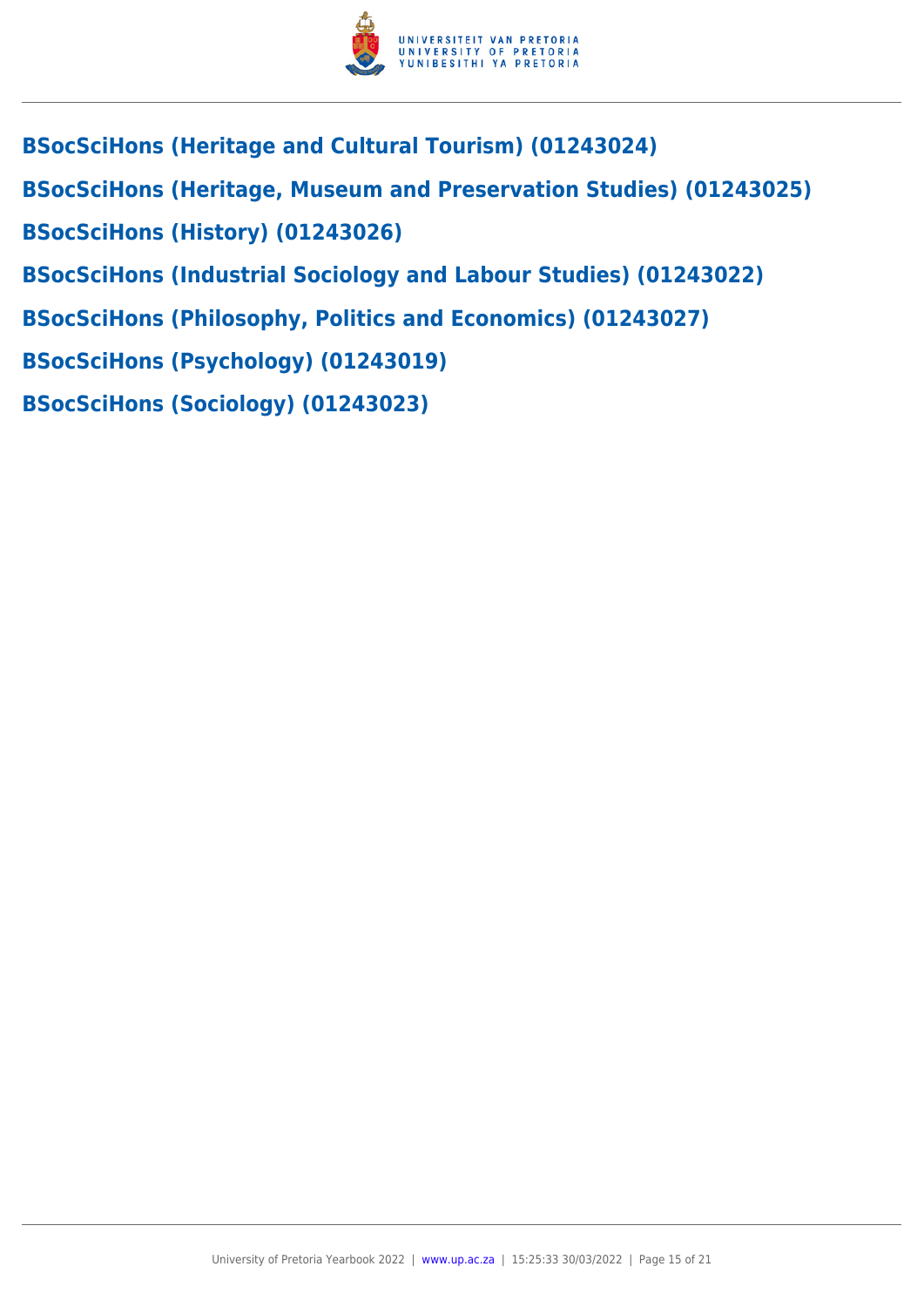## BSocSciHons (Heritage and Cultural Tourism) (01243024)

## BSocSciHons (Heritage, Museum and Preservation Studies) (01243025)

## BSocSciHons (History) (01243026)

## BSocSciHons (Industrial Sociology and Labour Studies) (01243022)

## BSocSciHons (Philosophy, Politics and Economics) (01243027)

## BSocSciHons (Psychology) (01243019)

## BSocSciHons (Sociology) (01243023)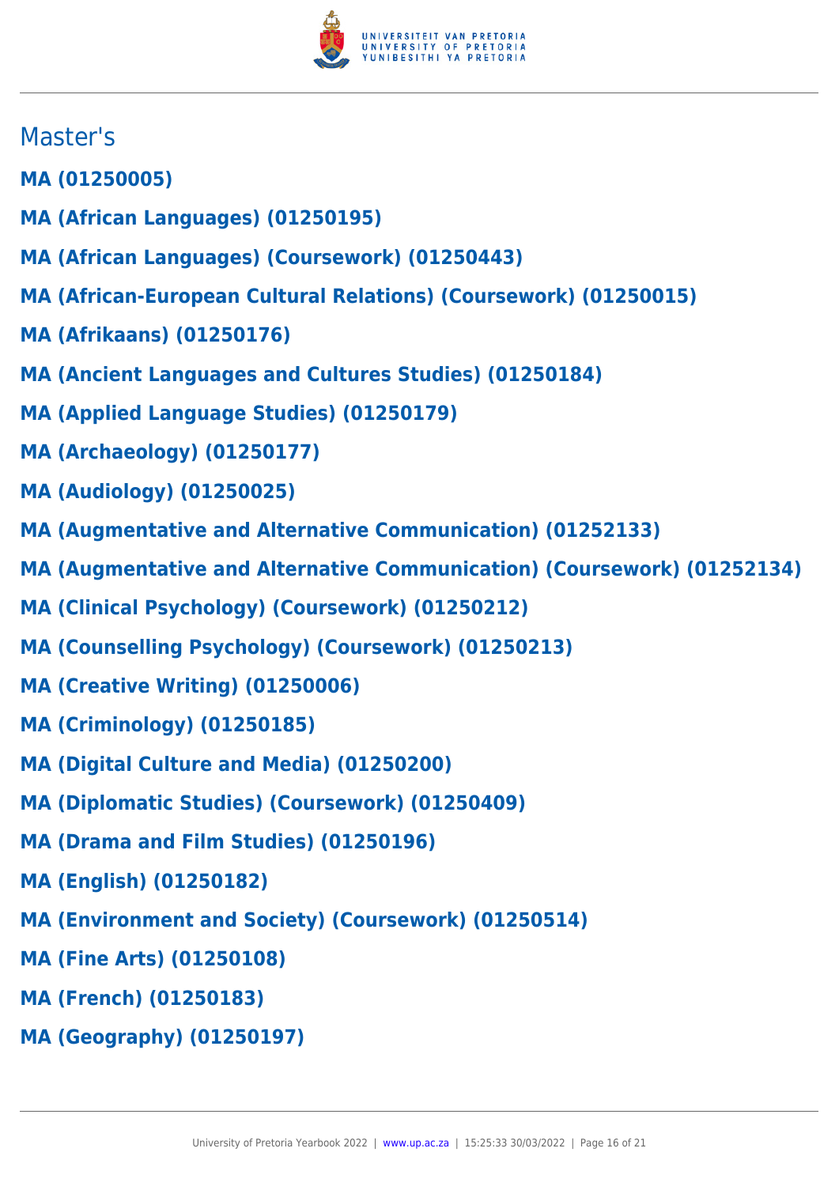## Master's

**MA (01250005)**

**MA (African Languages) (01250195)**

**MA (African Languages) (Coursework) (01250443)**

**MA (African-European Cultural Relations) (Coursework) (01250015)**

**MA (Afrikaans) (01250176)**

**MA (Ancient Languages and Cultures Studies) (01250184)**

**MA (Applied Language Studies) (01250179)**

**MA (Archaeology) (01250177)**

**MA (Audiology) (01250025)**

**MA (Augmentative and Alternative Communication) (01252133)**

**MA (Augmentative and Alternative Communication) (Coursework) (01252134)**

**MA (Clinical Psychology) (Coursework) (01250212)**

**MA (Counselling Psychology) (Coursework) (01250213)**

**MA (Creative Writing) (01250006)**

**MA (Criminology) (01250185)**

**MA (Digital Culture and Media) (01250200)**

**MA (Diplomatic Studies) (Coursework) (01250409)**

**MA (Drama and Film Studies) (01250196)**

**MA (English) (01250182)**

**MA (Environment and Society) (Coursework) (01250514)**

**MA (Fine Arts) (01250108)**

**MA (French) (01250183)**

**MA (Geography) (01250197)**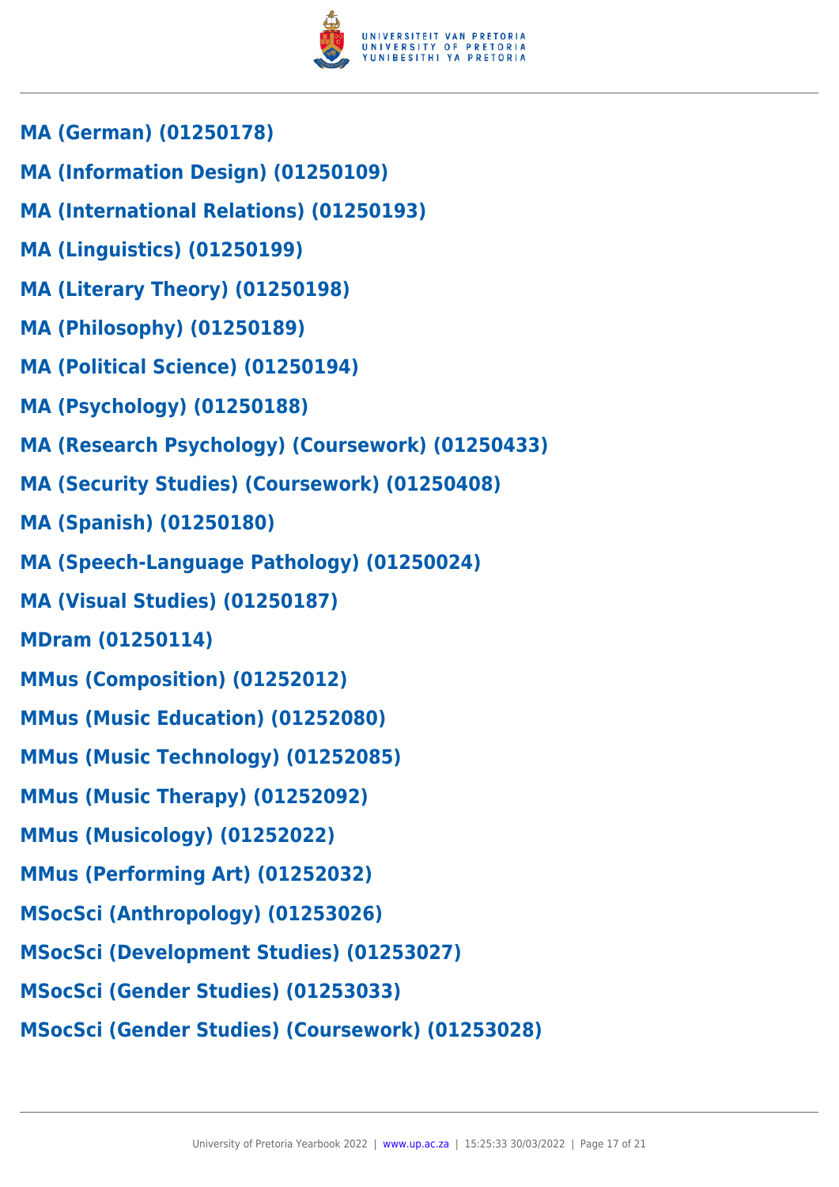**MA (German) (01250178)**

**MA (Information Design) (01250109)**

**MA (International Relations) (01250193)**

**MA (Linguistics) (01250199)**

**MA (Literary Theory) (01250198)**

**MA (Philosophy) (01250189)**

**MA (Political Science) (01250194)**

**MA (Psychology) (01250188)**

**MA (Research Psychology) (Coursework) (01250433)**

**MA (Security Studies) (Coursework) (01250408)**

**MA (Spanish) (01250180)**

**MA (Speech-Language Pathology) (01250024)**

**MA (Visual Studies) (01250187)**

**MDram (01250114)**

**MMus (Composition) (01252012)**

**MMus (Music Education) (01252080)**

**MMus (Music Technology) (01252085)**

**MMus (Music Therapy) (01252092)**

**MMus (Musicology) (01252022)**

**MMus (Performing Art) (01252032)**

**MSocSci (Anthropology) (01253026)**

**MSocSci (Development Studies) (01253027)**

**MSocSci (Gender Studies) (01253033)**

**MSocSci (Gender Studies) (Coursework) (01253028)**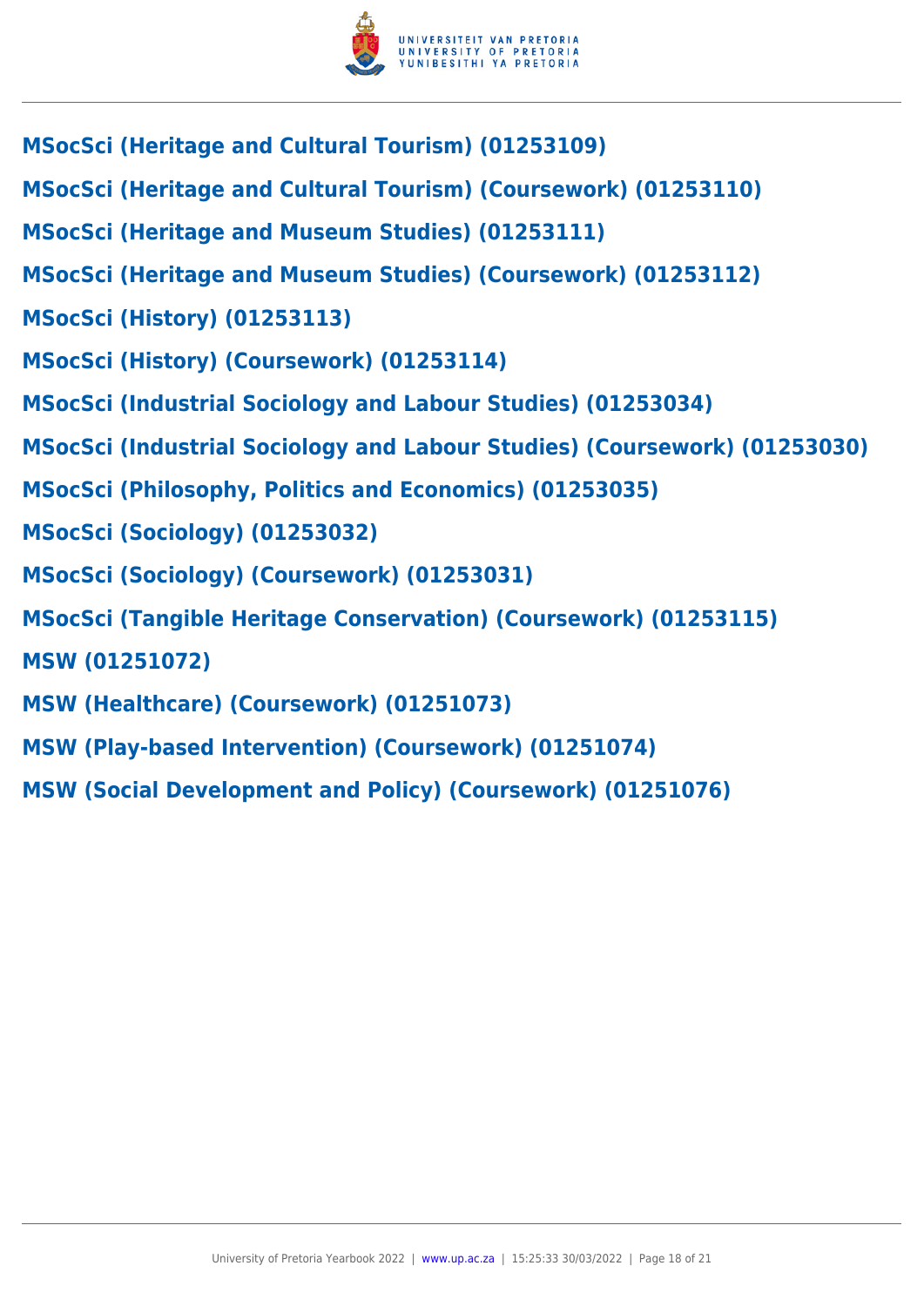**MSocSci (Heritage and Cultural Tourism) (01253109)**

**MSocSci (Heritage and Cultural Tourism) (Coursework) (01253110)**

**MSocSci (Heritage and Museum Studies) (01253111)**

**MSocSci (Heritage and Museum Studies) (Coursework) (01253112)**

**MSocSci (History) (01253113)**

**MSocSci (History) (Coursework) (01253114)**

**MSocSci (Industrial Sociology and Labour Studies) (01253034)**

**MSocSci (Industrial Sociology and Labour Studies) (Coursework) (01253030)**

**MSocSci (Philosophy, Politics and Economics) (01253035)**

**MSocSci (Sociology) (01253032)**

**MSocSci (Sociology) (Coursework) (01253031)**

**MSocSci (Tangible Heritage Conservation) (Coursework) (01253115)**

**MSW (01251072)**

**MSW (Healthcare) (Coursework) (01251073)**

**MSW (Play-based Intervention) (Coursework) (01251074)**

**MSW (Social Development and Policy) (Coursework) (01251076)**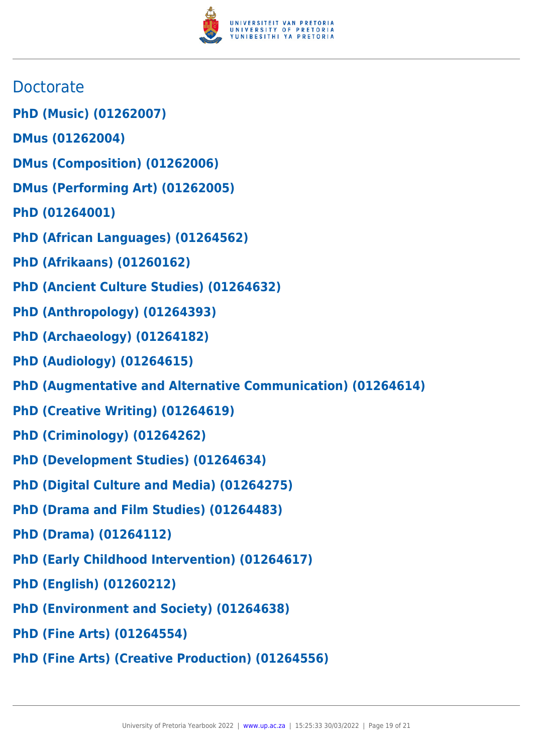## Doctorate

**PhD (Music) (01262007)**

**DMus (01262004)**

**DMus (Composition) (01262006)**

**DMus (Performing Art) (01262005)**

**PhD (01264001)**

**PhD (African Languages) (01264562)**

**PhD (Afrikaans) (01260162)**

**PhD (Ancient Culture Studies) (01264632)**

**PhD (Anthropology) (01264393)**

**PhD (Archaeology) (01264182)**

**PhD (Audiology) (01264615)**

**PhD (Augmentative and Alternative Communication) (01264614)**

**PhD (Creative Writing) (01264619)**

**PhD (Criminology) (01264262)**

**PhD (Development Studies) (01264634)**

**PhD (Digital Culture and Media) (01264275)**

**PhD (Drama and Film Studies) (01264483)**

**PhD (Drama) (01264112)**

**PhD (Early Childhood Intervention) (01264617)**

**PhD (English) (01260212)**

**PhD (Environment and Society) (01264638)**

**PhD (Fine Arts) (01264554)**

**PhD (Fine Arts) (Creative Production) (01264556)**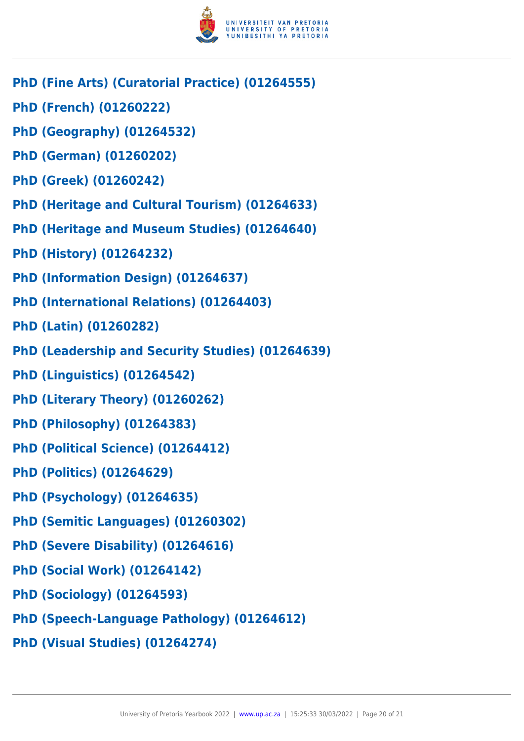**PhD (Fine Arts) (Curatorial Practice) (01264555)**

**PhD (French) (01260222)**

**PhD (Geography) (01264532)**

**PhD (German) (01260202)**

**PhD (Greek) (01260242)**

**PhD (Heritage and Cultural Tourism) (01264633)**

**PhD (Heritage and Museum Studies) (01264640)**

**PhD (History) (01264232)**

**PhD (Information Design) (01264637)**

**PhD (International Relations) (01264403)**

**PhD (Latin) (01260282)**

**PhD (Leadership and Security Studies) (01264639)**

**PhD (Linguistics) (01264542)**

**PhD (Literary Theory) (01260262)**

**PhD (Philosophy) (01264383)**

**PhD (Political Science) (01264412)**

**PhD (Politics) (01264629)**

**PhD (Psychology) (01264635)**

**PhD (Semitic Languages) (01260302)**

**PhD (Severe Disability) (01264616)**

**PhD (Social Work) (01264142)**

**PhD (Sociology) (01264593)**

**PhD (Speech-Language Pathology) (01264612)**

**PhD (Visual Studies) (01264274)**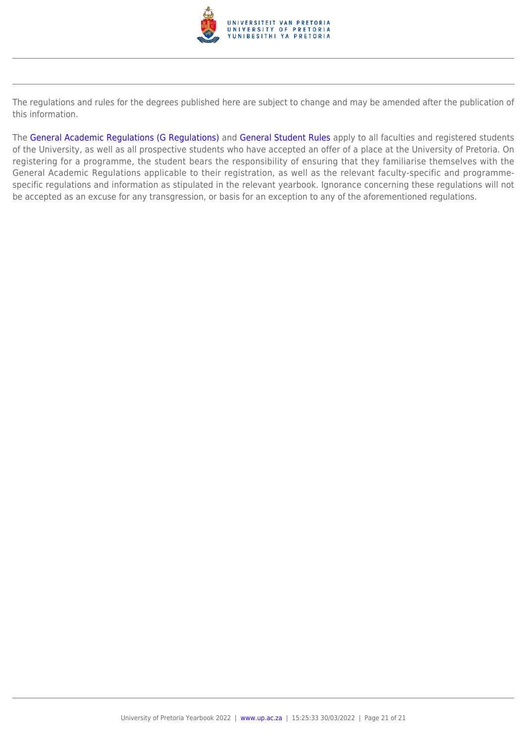The regulations and rules for the degrees published here are subject to change and may be amended after the publication of this information.

The General Academic Regulations (G Regulations) and General Student Rules apply to all faculties and registered students of the University, as well as all prospective students who have accepted an offer of a place at the University of Pretoria. On registering for a programme, the student bears the responsibility of ensuring that they familiarise themselves with the General Academic Regulations applicable to their registration, as well as the relevant faculty-specific and programme-specific regulations and information as stipulated in the relevant yearbook. Ignorance concerning these regulations will not be accepted as an excuse for any transgression, or basis for an exception to any of the aforementioned regulations.